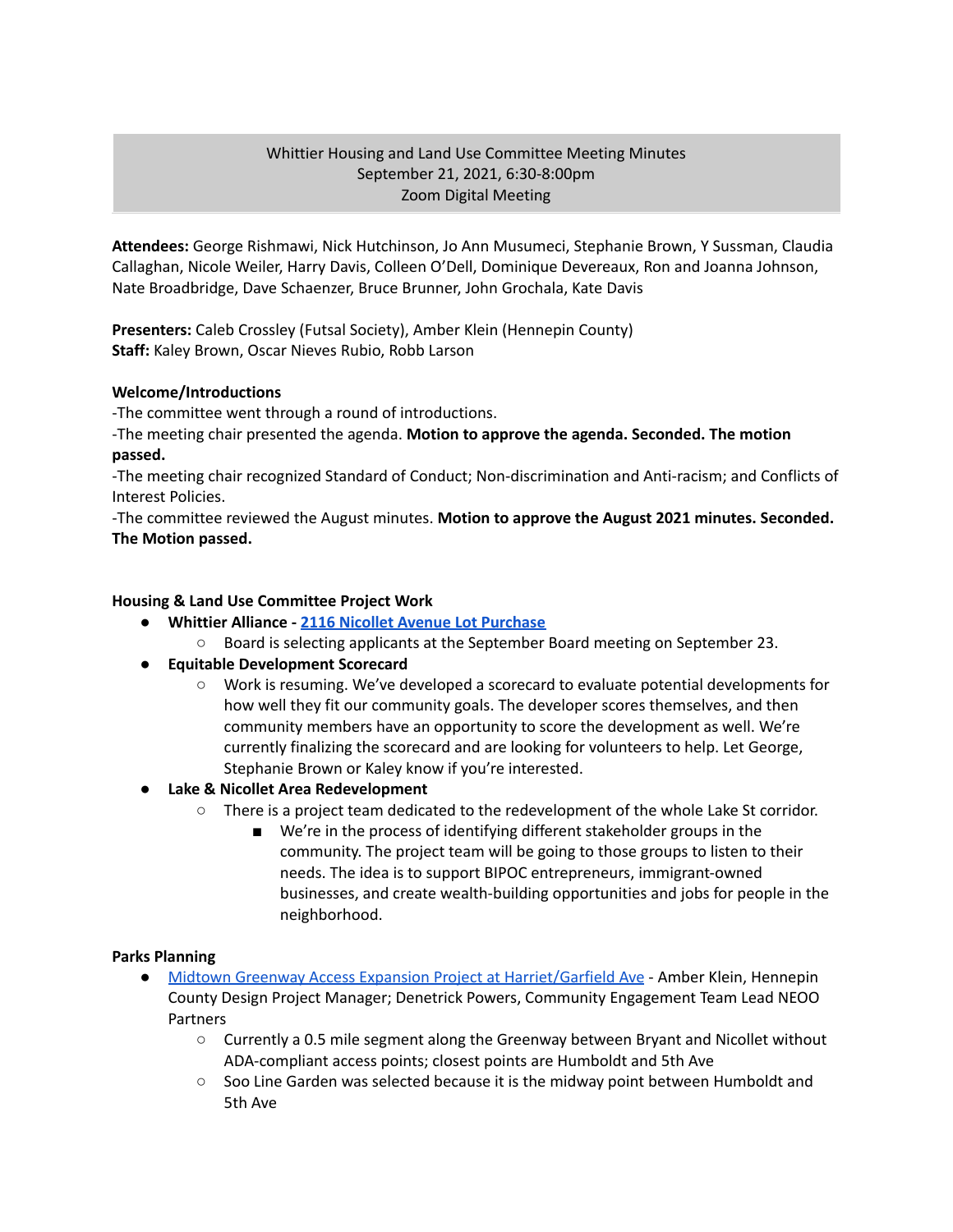# Whittier Housing and Land Use Committee Meeting Minutes
September 21, 2021, 6:30-8:00pm
Zoom Digital Meeting

**Attendees:** George Rishmawi, Nick Hutchinson, Jo Ann Musumeci, Stephanie Brown, Y Sussman, Claudia Callaghan, Nicole Weiler, Harry Davis, Colleen O'Dell, Dominique Devereaux, Ron and Joanna Johnson, Nate Broadbridge, Dave Schaenzer, Bruce Brunner, John Grochala, Kate Davis

**Presenters:** Caleb Crossley (Futsal Society), Amber Klein (Hennepin County)
**Staff:** Kaley Brown, Oscar Nieves Rubio, Robb Larson

**Welcome/Introductions**

-The committee went through a round of introductions.
-The meeting chair presented the agenda. **Motion to approve the agenda. Seconded. The motion passed.**
-The meeting chair recognized Standard of Conduct; Non-discrimination and Anti-racism; and Conflicts of Interest Policies.
-The committee reviewed the August minutes. **Motion to approve the August 2021 minutes. Seconded. The Motion passed.**

**Housing & Land Use Committee Project Work**

- **Whittier Alliance - 2116 Nicollet Avenue Lot Purchase**
  - Board is selecting applicants at the September Board meeting on September 23.
- **Equitable Development Scorecard**
  - Work is resuming. We've developed a scorecard to evaluate potential developments for how well they fit our community goals. The developer scores themselves, and then community members have an opportunity to score the development as well. We're currently finalizing the scorecard and are looking for volunteers to help. Let George, Stephanie Brown or Kaley know if you're interested.
- **Lake & Nicollet Area Redevelopment**
  - There is a project team dedicated to the redevelopment of the whole Lake St corridor.
    - We're in the process of identifying different stakeholder groups in the community. The project team will be going to those groups to listen to their needs. The idea is to support BIPOC entrepreneurs, immigrant-owned businesses, and create wealth-building opportunities and jobs for people in the neighborhood.

**Parks Planning**

- Midtown Greenway Access Expansion Project at Harriet/Garfield Ave - Amber Klein, Hennepin County Design Project Manager; Denetrick Powers, Community Engagement Team Lead NEOO Partners
  - Currently a 0.5 mile segment along the Greenway between Bryant and Nicollet without ADA-compliant access points; closest points are Humboldt and 5th Ave
  - Soo Line Garden was selected because it is the midway point between Humboldt and 5th Ave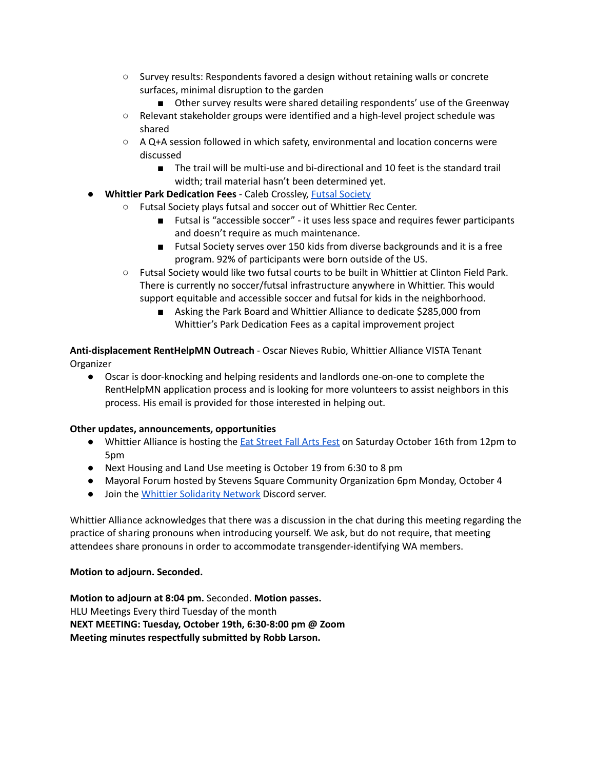- Survey results: Respondents favored a design without retaining walls or concrete surfaces, minimal disruption to the garden
        - Other survey results were shared detailing respondents' use of the Greenway
    - Relevant stakeholder groups were identified and a high-level project schedule was shared
    - A Q+A session followed in which safety, environmental and location concerns were discussed
        - The trail will be multi-use and bi-directional and 10 feet is the standard trail width; trail material hasn't been determined yet.
- **Whittier Park Dedication Fees** - Caleb Crossley, Futsal Society
    - Futsal Society plays futsal and soccer out of Whittier Rec Center.
        - Futsal is "accessible soccer" - it uses less space and requires fewer participants and doesn't require as much maintenance.
        - Futsal Society serves over 150 kids from diverse backgrounds and it is a free program. 92% of participants were born outside of the US.
    - Futsal Society would like two futsal courts to be built in Whittier at Clinton Field Park. There is currently no soccer/futsal infrastructure anywhere in Whittier. This would support equitable and accessible soccer and futsal for kids in the neighborhood.
        - Asking the Park Board and Whittier Alliance to dedicate $285,000 from Whittier's Park Dedication Fees as a capital improvement project

**Anti-displacement RentHelpMN Outreach** - Oscar Nieves Rubio, Whittier Alliance VISTA Tenant Organizer

- Oscar is door-knocking and helping residents and landlords one-on-one to complete the RentHelpMN application process and is looking for more volunteers to assist neighbors in this process. His email is provided for those interested in helping out.

**Other updates, announcements, opportunities**

- Whittier Alliance is hosting the Eat Street Fall Arts Fest on Saturday October 16th from 12pm to 5pm
- Next Housing and Land Use meeting is October 19 from 6:30 to 8 pm
- Mayoral Forum hosted by Stevens Square Community Organization 6pm Monday, October 4
- Join the Whittier Solidarity Network Discord server.

Whittier Alliance acknowledges that there was a discussion in the chat during this meeting regarding the practice of sharing pronouns when introducing yourself. We ask, but do not require, that meeting attendees share pronouns in order to accommodate transgender-identifying WA members.

**Motion to adjourn. Seconded.**

**Motion to adjourn at 8:04 pm.** Seconded. **Motion passes.**
HLU Meetings Every third Tuesday of the month
**NEXT MEETING: Tuesday, October 19th, 6:30-8:00 pm @ Zoom**
**Meeting minutes respectfully submitted by Robb Larson.**